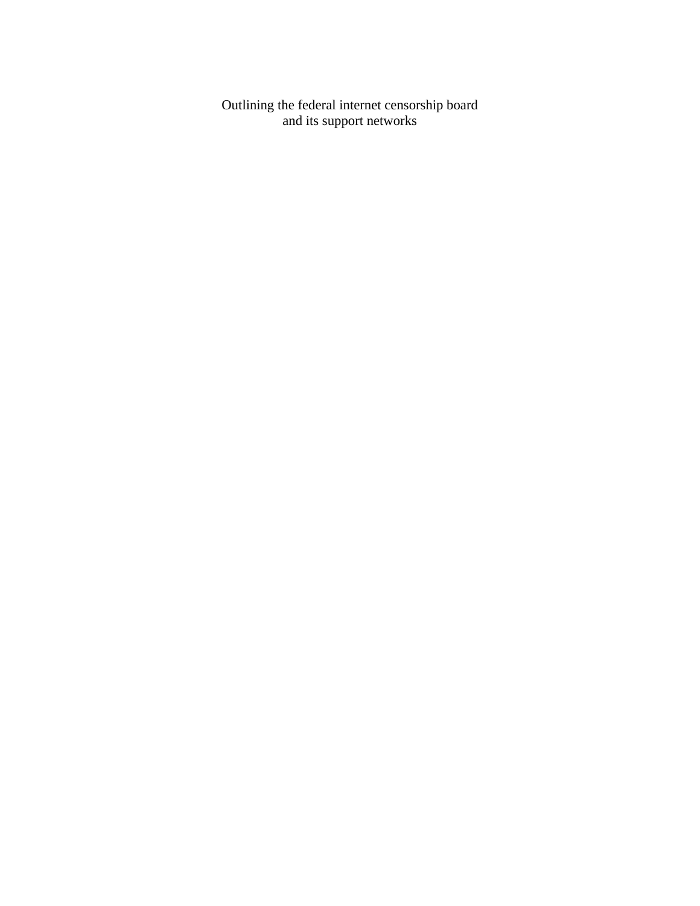Outlining the federal internet censorship board
and its support networks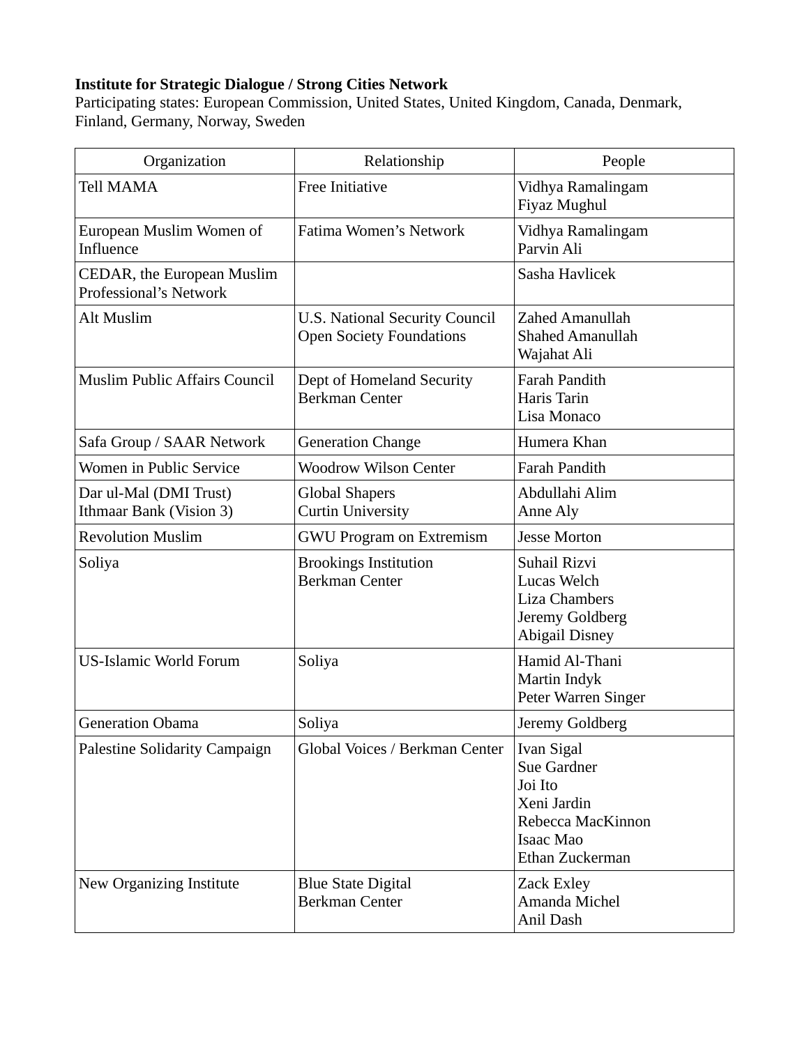**Institute for Strategic Dialogue / Strong Cities Network**
Participating states: European Commission, United States, United Kingdom, Canada, Denmark, Finland, Germany, Norway, Sweden

| Organization | Relationship | People |
|---|---|---|
| Tell MAMA | Free Initiative | Vidhya Ramalingam<br>Fiyaz Mughul |
| European Muslim Women of Influence | Fatima Women's Network | Vidhya Ramalingam<br>Parvin Ali |
| CEDAR, the European Muslim Professional's Network | | Sasha Havlicek |
| Alt Muslim | U.S. National Security Council<br>Open Society Foundations | Zahed Amanullah<br>Shahed Amanullah<br>Wajahat Ali |
| Muslim Public Affairs Council | Dept of Homeland Security<br>Berkman Center | Farah Pandith<br>Haris Tarin<br>Lisa Monaco |
| Safa Group / SAAR Network | Generation Change | Humera Khan |
| Women in Public Service | Woodrow Wilson Center | Farah Pandith |
| Dar ul-Mal (DMI Trust)<br>Ithmaar Bank (Vision 3) | Global Shapers<br>Curtin University | Abdullahi Alim<br>Anne Aly |
| Revolution Muslim | GWU Program on Extremism | Jesse Morton |
| Soliya | Brookings Institution<br>Berkman Center | Suhail Rizvi<br>Lucas Welch<br>Liza Chambers<br>Jeremy Goldberg<br>Abigail Disney |
| US-Islamic World Forum | Soliya | Hamid Al-Thani<br>Martin Indyk<br>Peter Warren Singer |
| Generation Obama | Soliya | Jeremy Goldberg |
| Palestine Solidarity Campaign | Global Voices / Berkman Center | Ivan Sigal<br>Sue Gardner<br>Joi Ito<br>Xeni Jardin<br>Rebecca MacKinnon<br>Isaac Mao<br>Ethan Zuckerman |
| New Organizing Institute | Blue State Digital<br>Berkman Center | Zack Exley<br>Amanda Michel<br>Anil Dash |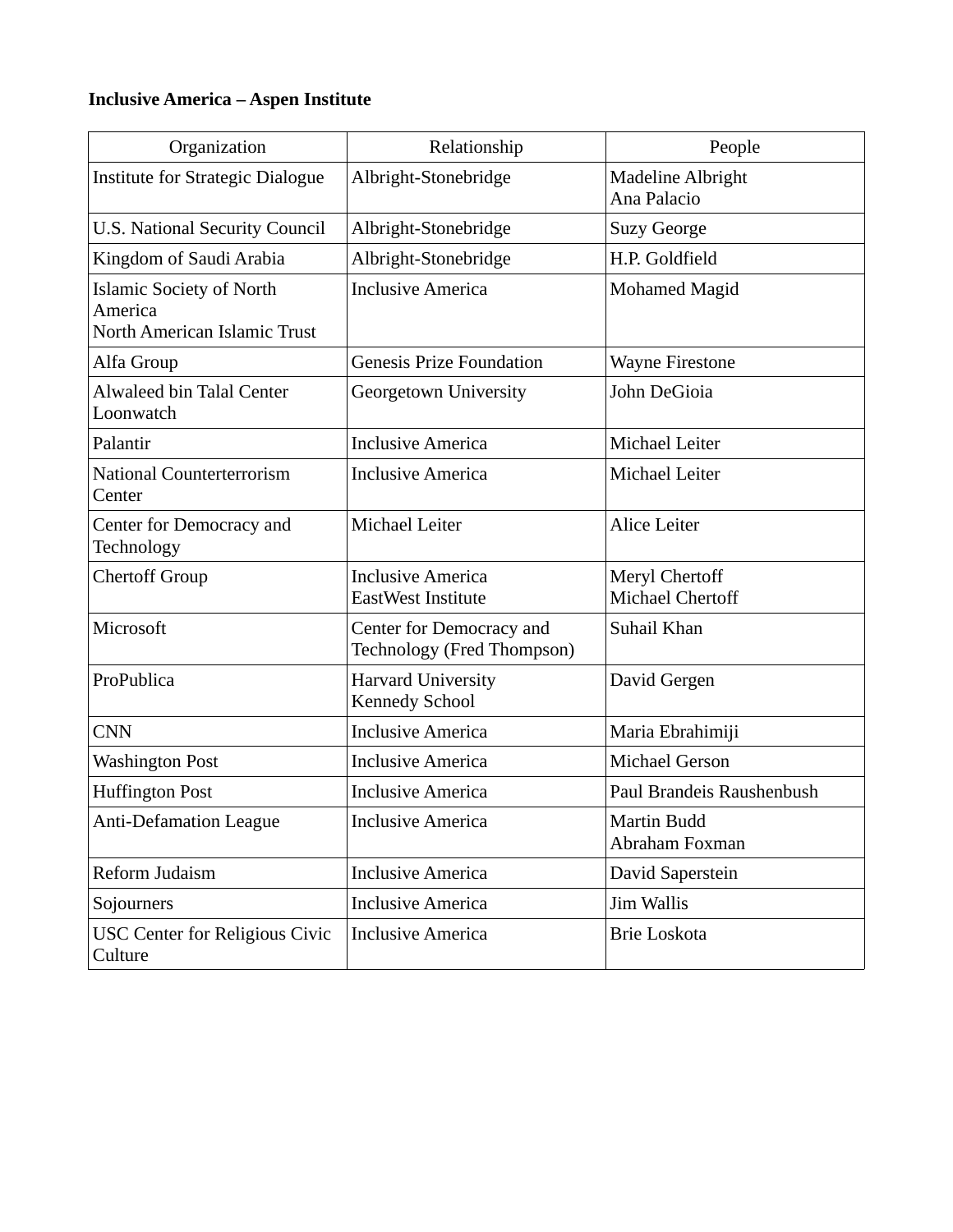**Inclusive America – Aspen Institute**

| Organization | Relationship | People |
| --- | --- | --- |
| Institute for Strategic Dialogue | Albright-Stonebridge | Madeline Albright<br>Ana Palacio |
| U.S. National Security Council | Albright-Stonebridge | Suzy George |
| Kingdom of Saudi Arabia | Albright-Stonebridge | H.P. Goldfield |
| Islamic Society of North America<br>North American Islamic Trust | Inclusive America | Mohamed Magid |
| Alfa Group | Genesis Prize Foundation | Wayne Firestone |
| Alwaleed bin Talal Center<br>Loonwatch | Georgetown University | John DeGioia |
| Palantir | Inclusive America | Michael Leiter |
| National Counterterrorism Center | Inclusive America | Michael Leiter |
| Center for Democracy and Technology | Michael Leiter | Alice Leiter |
| Chertoff Group | Inclusive America<br>EastWest Institute | Meryl Chertoff<br>Michael Chertoff |
| Microsoft | Center for Democracy and Technology (Fred Thompson) | Suhail Khan |
| ProPublica | Harvard University<br>Kennedy School | David Gergen |
| CNN | Inclusive America | Maria Ebrahimiji |
| Washington Post | Inclusive America | Michael Gerson |
| Huffington Post | Inclusive America | Paul Brandeis Raushenbush |
| Anti-Defamation League | Inclusive America | Martin Budd<br>Abraham Foxman |
| Reform Judaism | Inclusive America | David Saperstein |
| Sojourners | Inclusive America | Jim Wallis |
| USC Center for Religious Civic Culture | Inclusive America | Brie Loskota |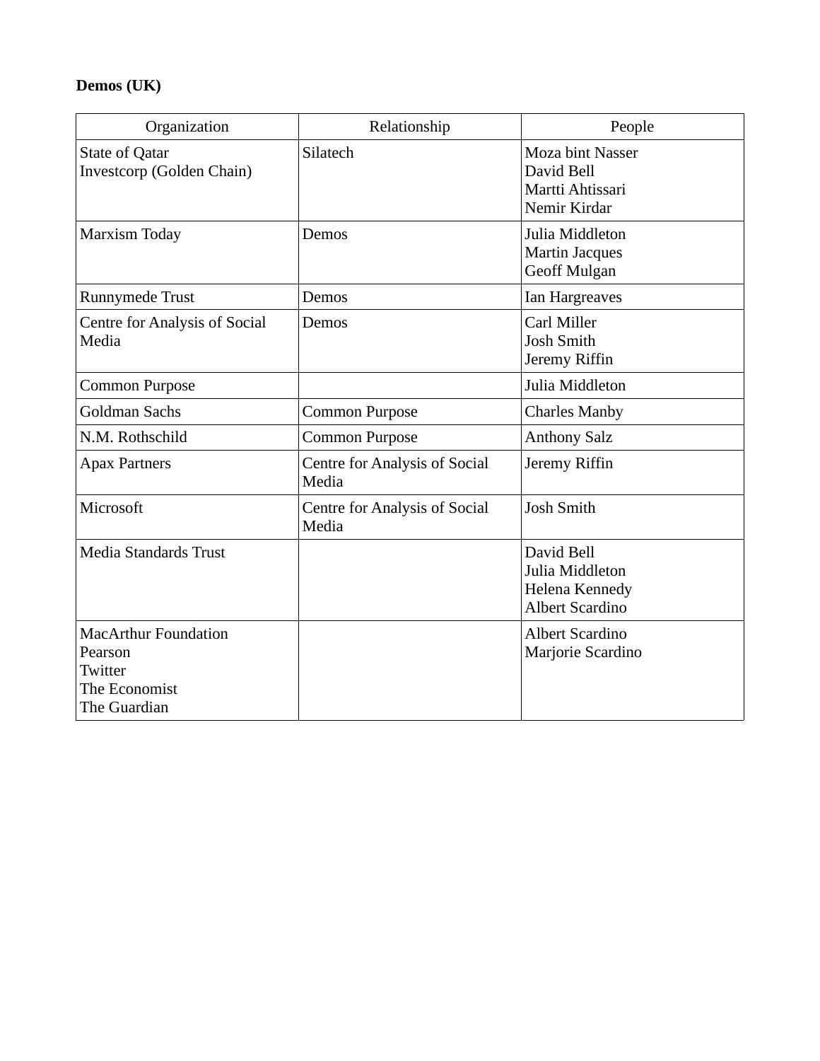**Demos (UK)**

| Organization | Relationship | People |
|---|---|---|
| State of Qatar<br>Investcorp (Golden Chain) | Silatech | Moza bint Nasser<br>David Bell<br>Martti Ahtissari<br>Nemir Kirdar |
| Marxism Today | Demos | Julia Middleton<br>Martin Jacques<br>Geoff Mulgan |
| Runnymede Trust | Demos | Ian Hargreaves |
| Centre for Analysis of Social Media | Demos | Carl Miller<br>Josh Smith<br>Jeremy Riffin |
| Common Purpose | | Julia Middleton |
| Goldman Sachs | Common Purpose | Charles Manby |
| N.M. Rothschild | Common Purpose | Anthony Salz |
| Apax Partners | Centre for Analysis of Social Media | Jeremy Riffin |
| Microsoft | Centre for Analysis of Social Media | Josh Smith |
| Media Standards Trust | | David Bell<br>Julia Middleton<br>Helena Kennedy<br>Albert Scardino |
| MacArthur Foundation<br>Pearson<br>Twitter<br>The Economist<br>The Guardian | | Albert Scardino<br>Marjorie Scardino |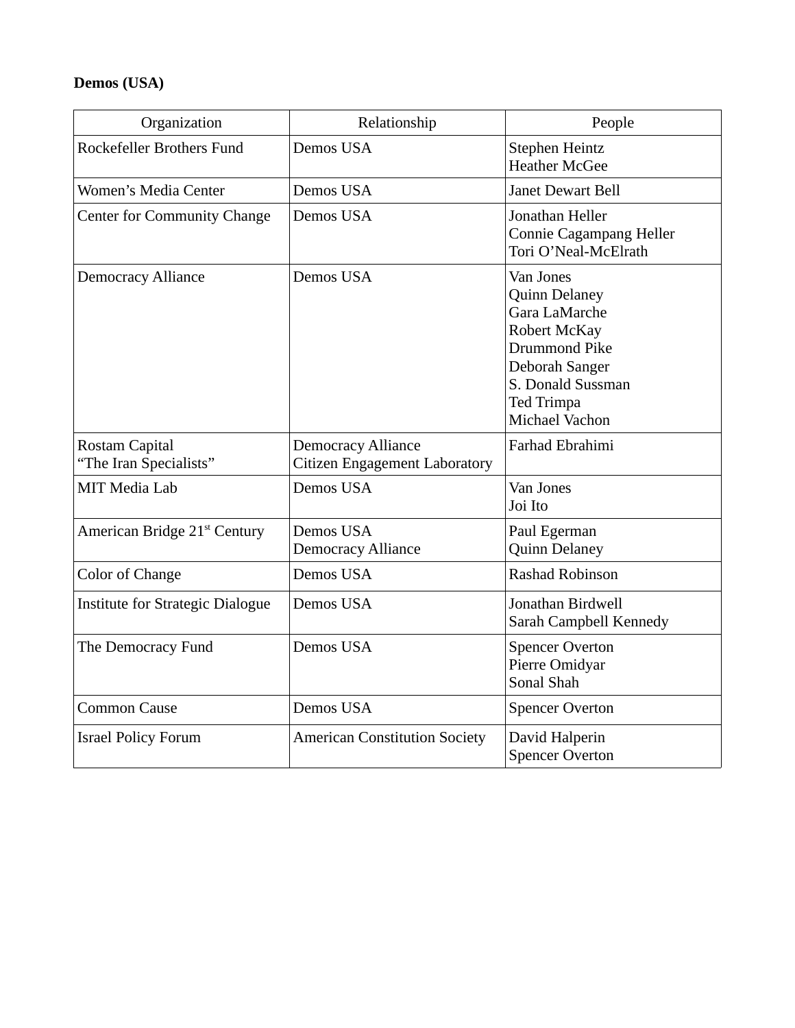**Demos (USA)**

| Organization | Relationship | People |
| --- | --- | --- |
| Rockefeller Brothers Fund | Demos USA | Stephen Heintz<br>Heather McGee |
| Women's Media Center | Demos USA | Janet Dewart Bell |
| Center for Community Change | Demos USA | Jonathan Heller<br>Connie Cagampang Heller<br>Tori O'Neal-McElrath |
| Democracy Alliance | Demos USA | Van Jones<br>Quinn Delaney<br>Gara LaMarche<br>Robert McKay<br>Drummond Pike<br>Deborah Sanger<br>S. Donald Sussman<br>Ted Trimpa<br>Michael Vachon |
| Rostam Capital<br>"The Iran Specialists" | Democracy Alliance<br>Citizen Engagement Laboratory | Farhad Ebrahimi |
| MIT Media Lab | Demos USA | Van Jones<br>Joi Ito |
| American Bridge 21st Century | Demos USA<br>Democracy Alliance | Paul Egerman<br>Quinn Delaney |
| Color of Change | Demos USA | Rashad Robinson |
| Institute for Strategic Dialogue | Demos USA | Jonathan Birdwell<br>Sarah Campbell Kennedy |
| The Democracy Fund | Demos USA | Spencer Overton<br>Pierre Omidyar<br>Sonal Shah |
| Common Cause | Demos USA | Spencer Overton |
| Israel Policy Forum | American Constitution Society | David Halperin<br>Spencer Overton |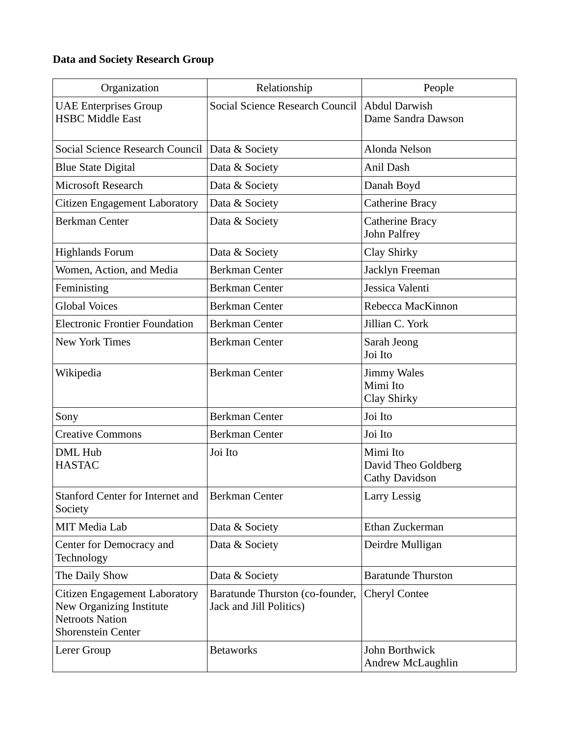**Data and Society Research Group**

| Organization | Relationship | People |
|---|---|---|
| UAE Enterprises Group<br>HSBC Middle East | Social Science Research Council | Abdul Darwish<br>Dame Sandra Dawson |
| Social Science Research Council | Data & Society | Alonda Nelson |
| Blue State Digital | Data & Society | Anil Dash |
| Microsoft Research | Data & Society | Danah Boyd |
| Citizen Engagement Laboratory | Data & Society | Catherine Bracy |
| Berkman Center | Data & Society | Catherine Bracy<br>John Palfrey |
| Highlands Forum | Data & Society | Clay Shirky |
| Women, Action, and Media | Berkman Center | Jacklyn Freeman |
| Feministing | Berkman Center | Jessica Valenti |
| Global Voices | Berkman Center | Rebecca MacKinnon |
| Electronic Frontier Foundation | Berkman Center | Jillian C. York |
| New York Times | Berkman Center | Sarah Jeong<br>Joi Ito |
| Wikipedia | Berkman Center | Jimmy Wales<br>Mimi Ito<br>Clay Shirky |
| Sony | Berkman Center | Joi Ito |
| Creative Commons | Berkman Center | Joi Ito |
| DML Hub<br>HASTAC | Joi Ito | Mimi Ito<br>David Theo Goldberg<br>Cathy Davidson |
| Stanford Center for Internet and Society | Berkman Center | Larry Lessig |
| MIT Media Lab | Data & Society | Ethan Zuckerman |
| Center for Democracy and Technology | Data & Society | Deirdre Mulligan |
| The Daily Show | Data & Society | Baratunde Thurston |
| Citizen Engagement Laboratory<br>New Organizing Institute<br>Netroots Nation<br>Shorenstein Center | Baratunde Thurston (co-founder, Jack and Jill Politics) | Cheryl Contee |
| Lerer Group | Betaworks | John Borthwick<br>Andrew McLaughlin |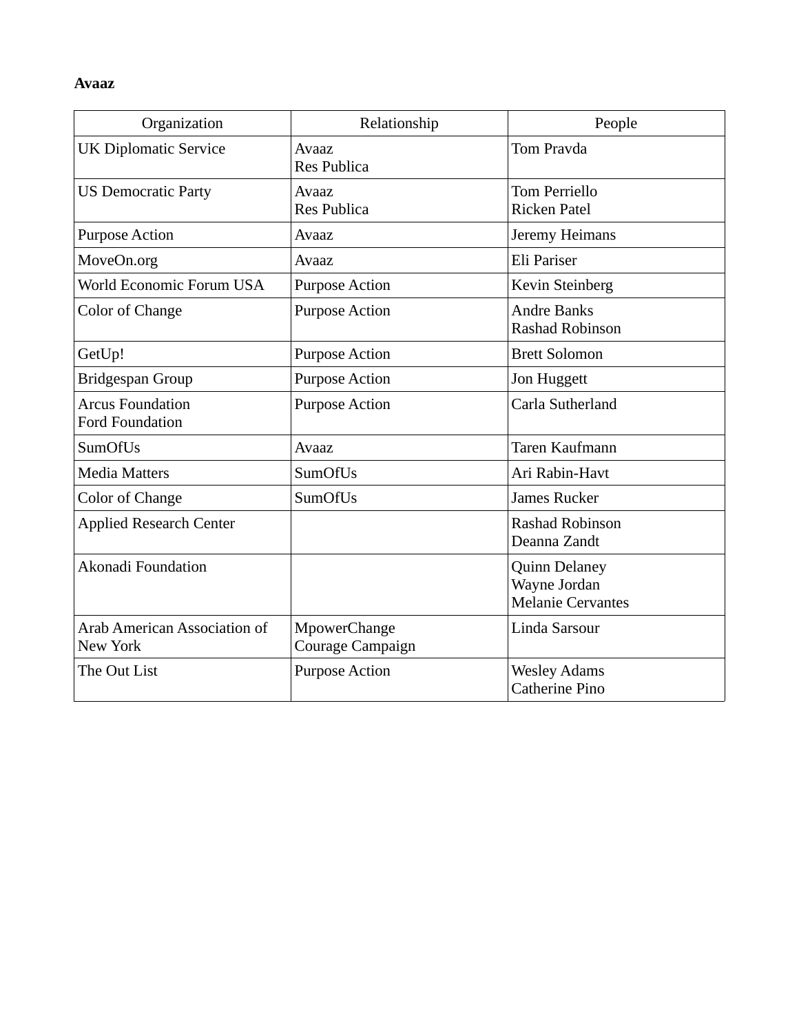**Avaaz**

| Organization | Relationship | People |
| --- | --- | --- |
| UK Diplomatic Service | Avaaz<br>Res Publica | Tom Pravda |
| US Democratic Party | Avaaz<br>Res Publica | Tom Perriello<br>Ricken Patel |
| Purpose Action | Avaaz | Jeremy Heimans |
| MoveOn.org | Avaaz | Eli Pariser |
| World Economic Forum USA | Purpose Action | Kevin Steinberg |
| Color of Change | Purpose Action | Andre Banks<br>Rashad Robinson |
| GetUp! | Purpose Action | Brett Solomon |
| Bridgespan Group | Purpose Action | Jon Huggett |
| Arcus Foundation<br>Ford Foundation | Purpose Action | Carla Sutherland |
| SumOfUs | Avaaz | Taren Kaufmann |
| Media Matters | SumOfUs | Ari Rabin-Havt |
| Color of Change | SumOfUs | James Rucker |
| Applied Research Center | | Rashad Robinson<br>Deanna Zandt |
| Akonadi Foundation | | Quinn Delaney<br>Wayne Jordan<br>Melanie Cervantes |
| Arab American Association of New York | MpowerChange<br>Courage Campaign | Linda Sarsour |
| The Out List | Purpose Action | Wesley Adams<br>Catherine Pino |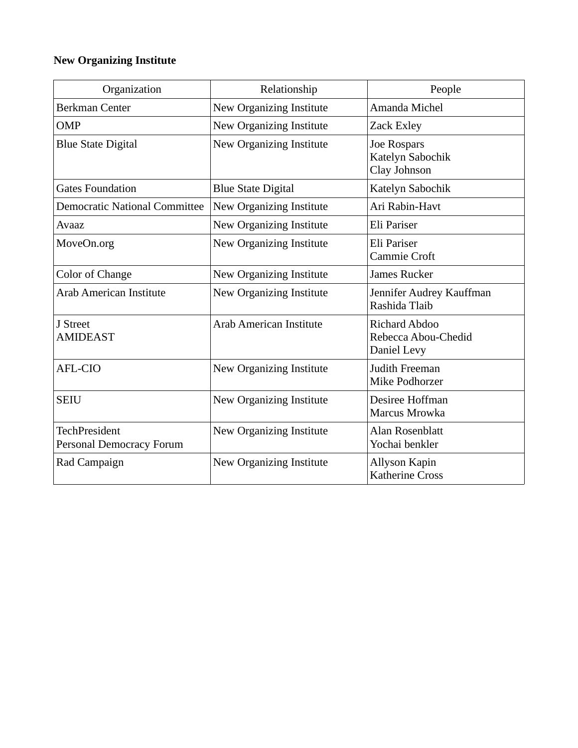**New Organizing Institute**

| Organization | Relationship | People |
| --- | --- | --- |
| Berkman Center | New Organizing Institute | Amanda Michel |
| OMP | New Organizing Institute | Zack Exley |
| Blue State Digital | New Organizing Institute | Joe Rospars<br>Katelyn Sabochik<br>Clay Johnson |
| Gates Foundation | Blue State Digital | Katelyn Sabochik |
| Democratic National Committee | New Organizing Institute | Ari Rabin-Havt |
| Avaaz | New Organizing Institute | Eli Pariser |
| MoveOn.org | New Organizing Institute | Eli Pariser<br>Cammie Croft |
| Color of Change | New Organizing Institute | James Rucker |
| Arab American Institute | New Organizing Institute | Jennifer Audrey Kauffman<br>Rashida Tlaib |
| J Street<br>AMIDEAST | Arab American Institute | Richard Abdoo<br>Rebecca Abou-Chedid<br>Daniel Levy |
| AFL-CIO | New Organizing Institute | Judith Freeman<br>Mike Podhorzer |
| SEIU | New Organizing Institute | Desiree Hoffman<br>Marcus Mrowka |
| TechPresident<br>Personal Democracy Forum | New Organizing Institute | Alan Rosenblatt<br>Yochai benkler |
| Rad Campaign | New Organizing Institute | Allyson Kapin<br>Katherine Cross |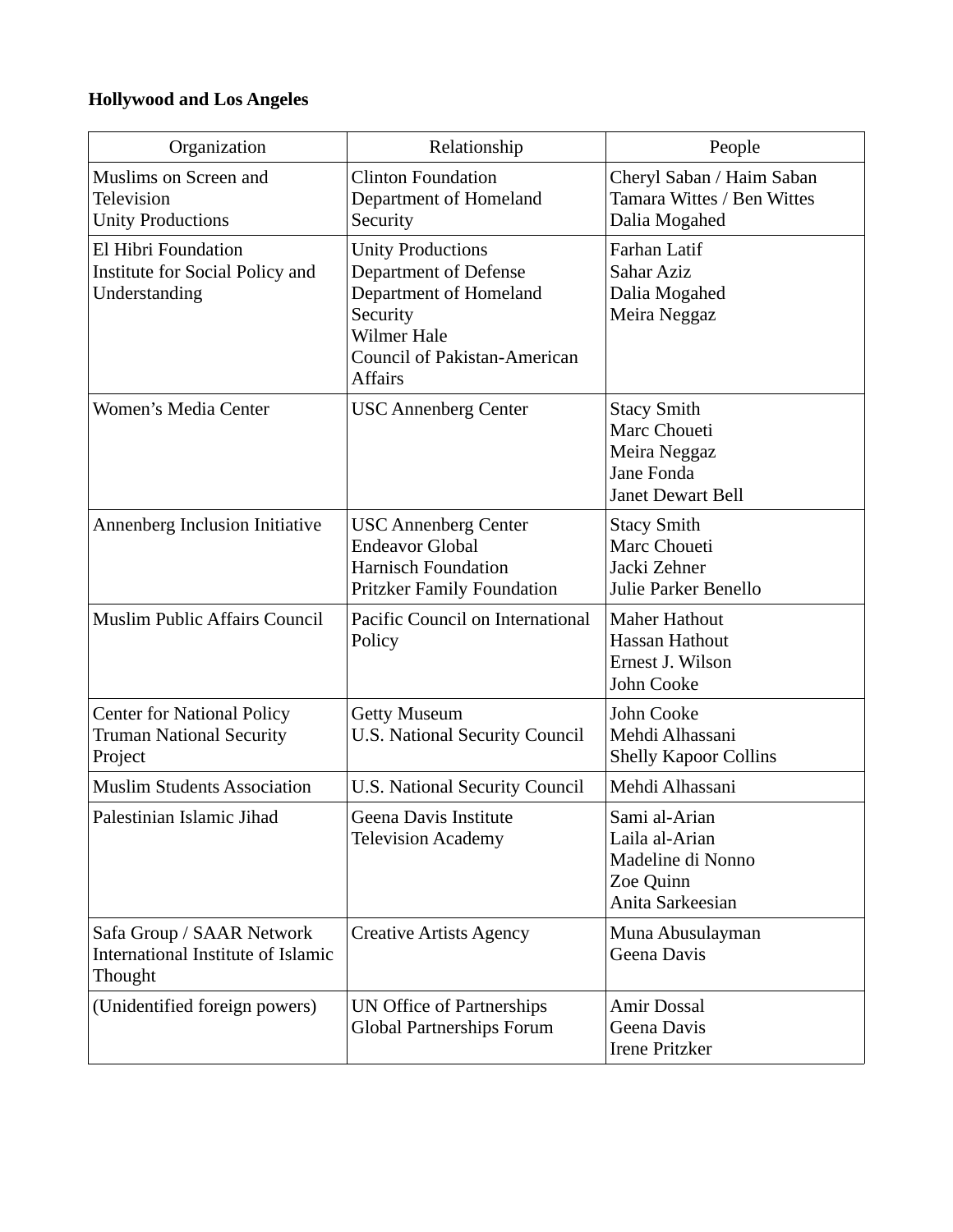**Hollywood and Los Angeles**

| Organization | Relationship | People |
|---|---|---|
| Muslims on Screen and Television<br>Unity Productions | Clinton Foundation<br>Department of Homeland Security | Cheryl Saban / Haim Saban<br>Tamara Wittes / Ben Wittes<br>Dalia Mogahed |
| El Hibri Foundation<br>Institute for Social Policy and Understanding | Unity Productions<br>Department of Defense<br>Department of Homeland Security<br>Wilmer Hale<br>Council of Pakistan-American Affairs | Farhan Latif<br>Sahar Aziz<br>Dalia Mogahed<br>Meira Neggaz |
| Women's Media Center | USC Annenberg Center | Stacy Smith<br>Marc Choueti<br>Meira Neggaz<br>Jane Fonda<br>Janet Dewart Bell |
| Annenberg Inclusion Initiative | USC Annenberg Center<br>Endeavor Global<br>Harnisch Foundation<br>Pritzker Family Foundation | Stacy Smith<br>Marc Choueti<br>Jacki Zehner<br>Julie Parker Benello |
| Muslim Public Affairs Council | Pacific Council on International Policy | Maher Hathout<br>Hassan Hathout<br>Ernest J. Wilson<br>John Cooke |
| Center for National Policy<br>Truman National Security Project | Getty Museum<br>U.S. National Security Council | John Cooke<br>Mehdi Alhassani<br>Shelly Kapoor Collins |
| Muslim Students Association | U.S. National Security Council | Mehdi Alhassani |
| Palestinian Islamic Jihad | Geena Davis Institute<br>Television Academy | Sami al-Arian<br>Laila al-Arian<br>Madeline di Nonno<br>Zoe Quinn<br>Anita Sarkeesian |
| Safa Group / SAAR Network<br>International Institute of Islamic Thought | Creative Artists Agency | Muna Abusulayman<br>Geena Davis |
| (Unidentified foreign powers) | UN Office of Partnerships<br>Global Partnerships Forum | Amir Dossal<br>Geena Davis<br>Irene Pritzker |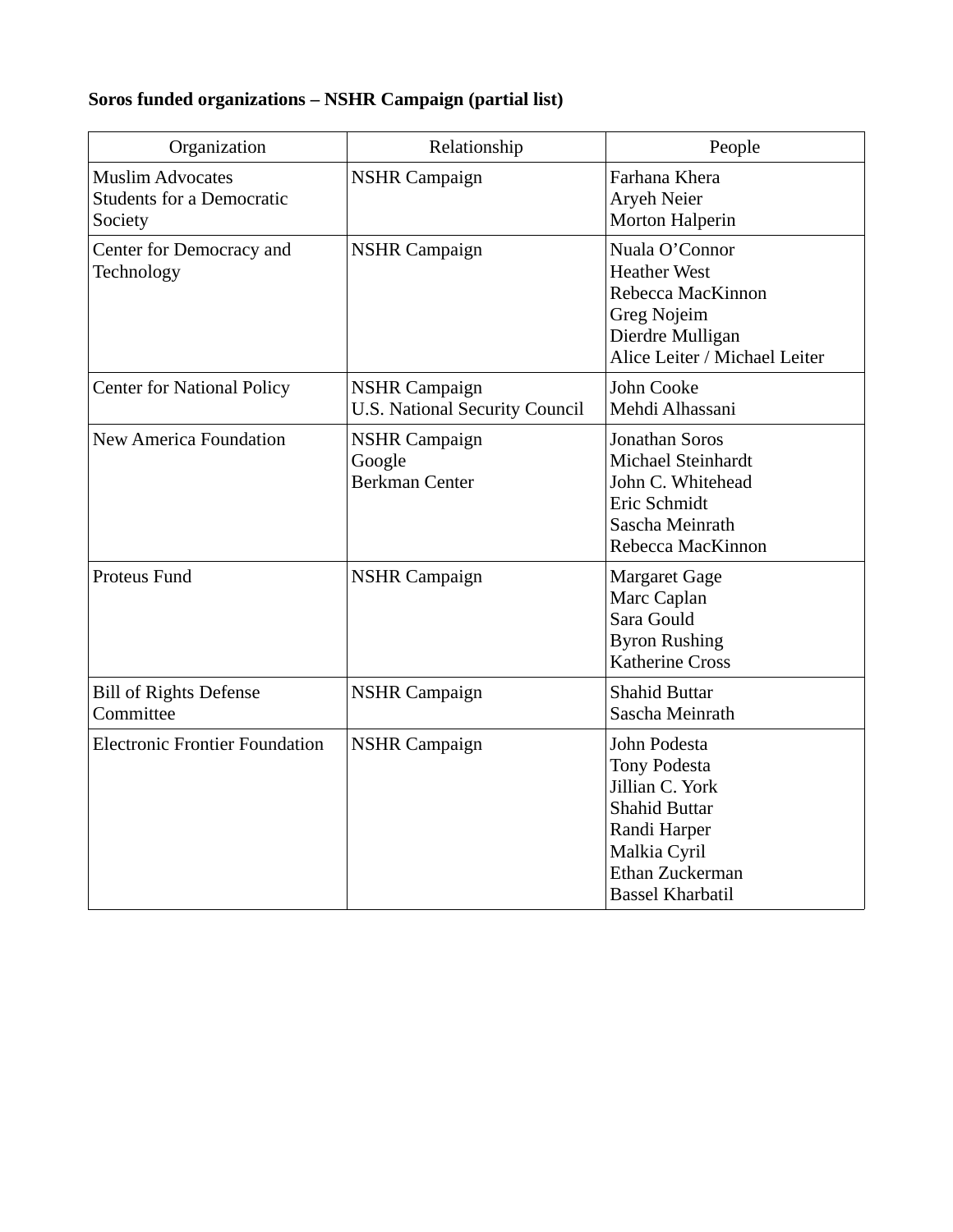**Soros funded organizations – NSHR Campaign (partial list)**

| Organization | Relationship | People |
| --- | --- | --- |
| Muslim Advocates<br>Students for a Democratic Society | NSHR Campaign | Farhana Khera<br>Aryeh Neier<br>Morton Halperin |
| Center for Democracy and Technology | NSHR Campaign | Nuala O'Connor<br>Heather West<br>Rebecca MacKinnon<br>Greg Nojeim<br>Dierdre Mulligan<br>Alice Leiter / Michael Leiter |
| Center for National Policy | NSHR Campaign<br>U.S. National Security Council | John Cooke<br>Mehdi Alhassani |
| New America Foundation | NSHR Campaign<br>Google<br>Berkman Center | Jonathan Soros<br>Michael Steinhardt<br>John C. Whitehead<br>Eric Schmidt<br>Sascha Meinrath<br>Rebecca MacKinnon |
| Proteus Fund | NSHR Campaign | Margaret Gage<br>Marc Caplan<br>Sara Gould<br>Byron Rushing<br>Katherine Cross |
| Bill of Rights Defense Committee | NSHR Campaign | Shahid Buttar<br>Sascha Meinrath |
| Electronic Frontier Foundation | NSHR Campaign | John Podesta<br>Tony Podesta<br>Jillian C. York<br>Shahid Buttar<br>Randi Harper<br>Malkia Cyril<br>Ethan Zuckerman<br>Bassel Kharbatil |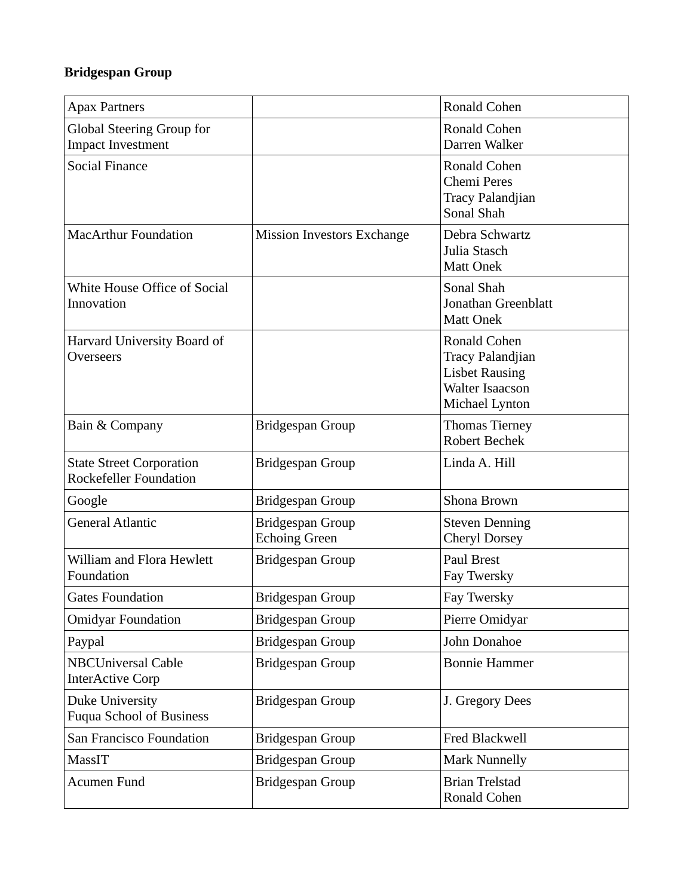**Bridgespan Group**

| | | |
|---|---|---|
| Apax Partners | | Ronald Cohen |
| Global Steering Group for Impact Investment | | Ronald Cohen<br>Darren Walker |
| Social Finance | | Ronald Cohen<br>Chemi Peres<br>Tracy Palandjian<br>Sonal Shah |
| MacArthur Foundation | Mission Investors Exchange | Debra Schwartz<br>Julia Stasch<br>Matt Onek |
| White House Office of Social Innovation | | Sonal Shah<br>Jonathan Greenblatt<br>Matt Onek |
| Harvard University Board of Overseers | | Ronald Cohen<br>Tracy Palandjian<br>Lisbet Rausing<br>Walter Isaacson<br>Michael Lynton |
| Bain & Company | Bridgespan Group | Thomas Tierney<br>Robert Bechek |
| State Street Corporation<br>Rockefeller Foundation | Bridgespan Group | Linda A. Hill |
| Google | Bridgespan Group | Shona Brown |
| General Atlantic | Bridgespan Group<br>Echoing Green | Steven Denning<br>Cheryl Dorsey |
| William and Flora Hewlett Foundation | Bridgespan Group | Paul Brest<br>Fay Twersky |
| Gates Foundation | Bridgespan Group | Fay Twersky |
| Omidyar Foundation | Bridgespan Group | Pierre Omidyar |
| Paypal | Bridgespan Group | John Donahoe |
| NBCUniversal Cable<br>InterActive Corp | Bridgespan Group | Bonnie Hammer |
| Duke University<br>Fuqua School of Business | Bridgespan Group | J. Gregory Dees |
| San Francisco Foundation | Bridgespan Group | Fred Blackwell |
| MassIT | Bridgespan Group | Mark Nunnelly |
| Acumen Fund | Bridgespan Group | Brian Trelstad<br>Ronald Cohen |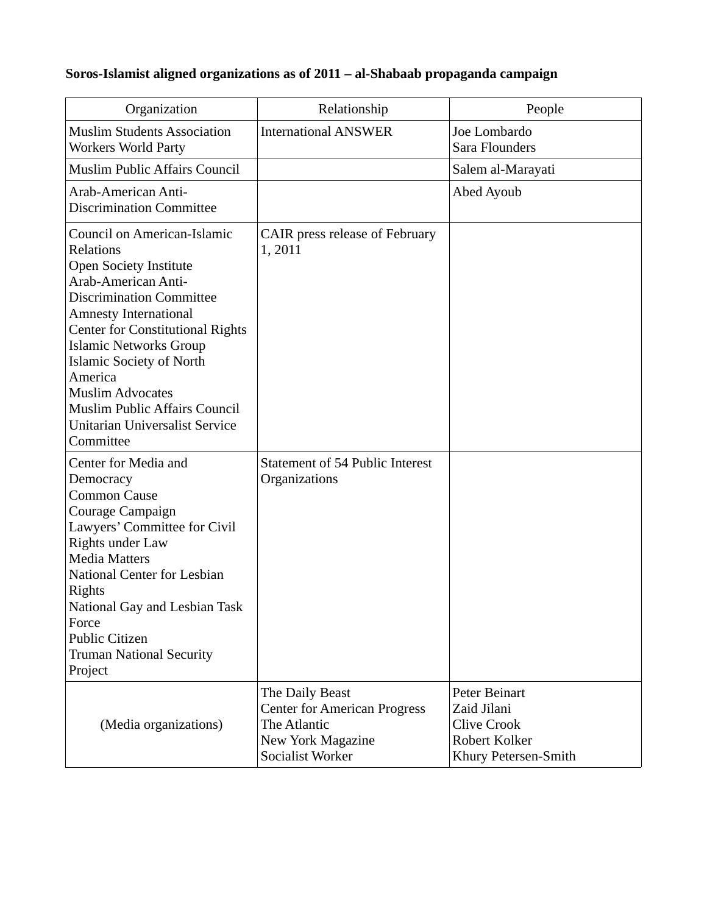**Soros-Islamist aligned organizations as of 2011 – al-Shabaab propaganda campaign**

| Organization | Relationship | People |
|---|---|---|
| Muslim Students Association<br>Workers World Party | International ANSWER | Joe Lombardo<br>Sara Flounders |
| Muslim Public Affairs Council | | Salem al-Marayati |
| Arab-American Anti-Discrimination Committee | | Abed Ayoub |
| Council on American-Islamic Relations<br>Open Society Institute<br>Arab-American Anti-Discrimination Committee<br>Amnesty International<br>Center for Constitutional Rights<br>Islamic Networks Group<br>Islamic Society of North America<br>Muslim Advocates<br>Muslim Public Affairs Council<br>Unitarian Universalist Service Committee | CAIR press release of February 1, 2011 | |
| Center for Media and Democracy<br>Common Cause<br>Courage Campaign<br>Lawyers' Committee for Civil Rights under Law<br>Media Matters<br>National Center for Lesbian Rights<br>National Gay and Lesbian Task Force<br>Public Citizen<br>Truman National Security Project | Statement of 54 Public Interest Organizations | |
| (Media organizations) | The Daily Beast<br>Center for American Progress<br>The Atlantic<br>New York Magazine<br>Socialist Worker | Peter Beinart<br>Zaid Jilani<br>Clive Crook<br>Robert Kolker<br>Khury Petersen-Smith |